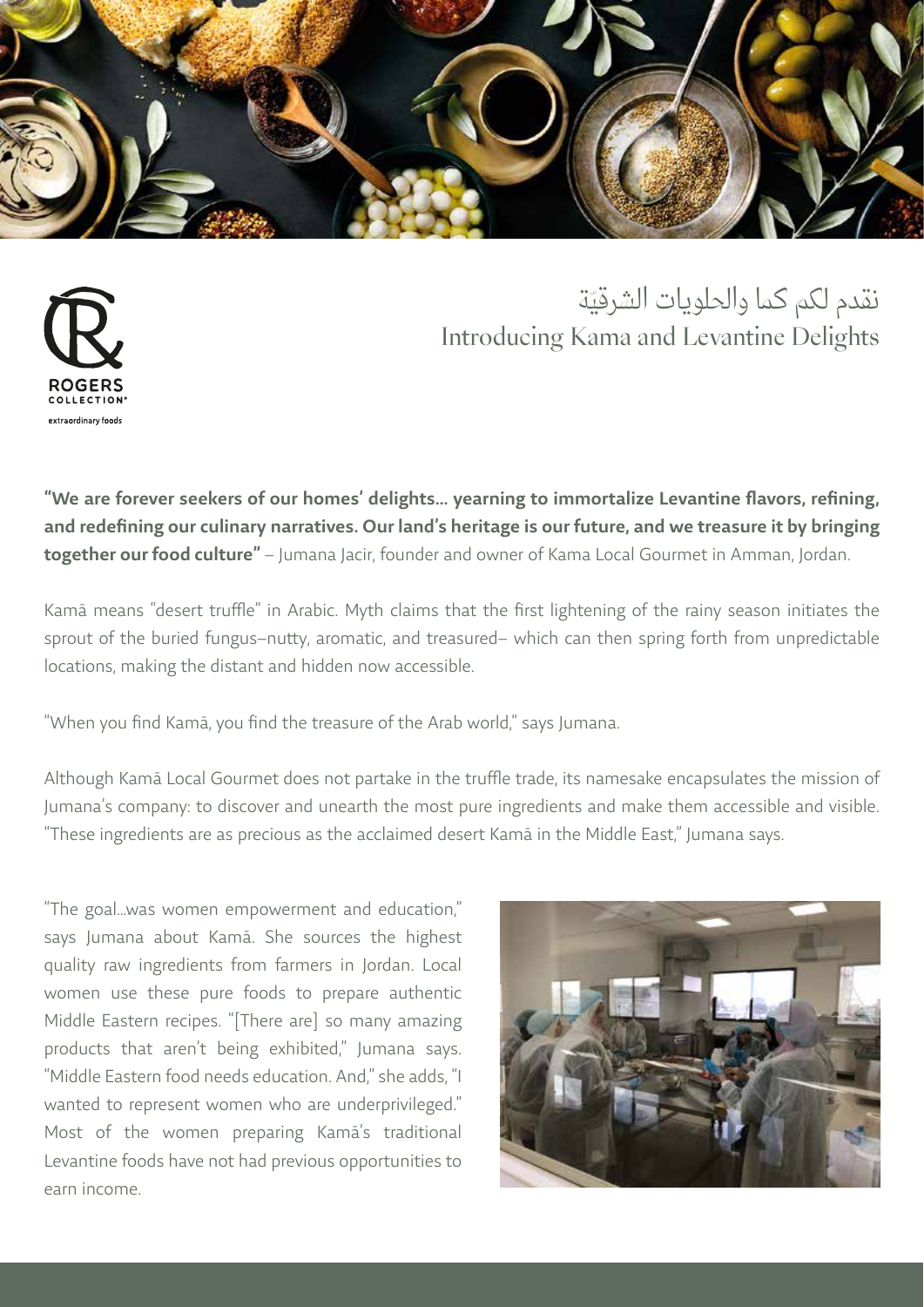ROGERS COLLECTION® extraordinary foods

# نقدم لكم كما والحلويات الشرقيّة
# Introducing Kama and Levantine Delights

**"We are forever seekers of our homes' delights... yearning to immortalize Levantine flavors, refining, and redefining our culinary narratives. Our land's heritage is our future, and we treasure it by bringing together our food culture"** – Jumana Jacir, founder and owner of Kama Local Gourmet in Amman, Jordan.

Kamā means "desert truffle" in Arabic. Myth claims that the first lightening of the rainy season initiates the sprout of the buried fungus–nutty, aromatic, and treasured– which can then spring forth from unpredictable locations, making the distant and hidden now accessible.

"When you find Kamā, you find the treasure of the Arab world," says Jumana.

Although Kamā Local Gourmet does not partake in the truffle trade, its namesake encapsulates the mission of Jumana's company: to discover and unearth the most pure ingredients and make them accessible and visible. "These ingredients are as precious as the acclaimed desert Kamā in the Middle East," Jumana says.

"The goal...was women empowerment and education," says Jumana about Kamā. She sources the highest quality raw ingredients from farmers in Jordan. Local women use these pure foods to prepare authentic Middle Eastern recipes. "[There are] so many amazing products that aren't being exhibited," Jumana says. "Middle Eastern food needs education. And," she adds, "I wanted to represent women who are underprivileged." Most of the women preparing Kamā's traditional Levantine foods have not had previous opportunities to earn income.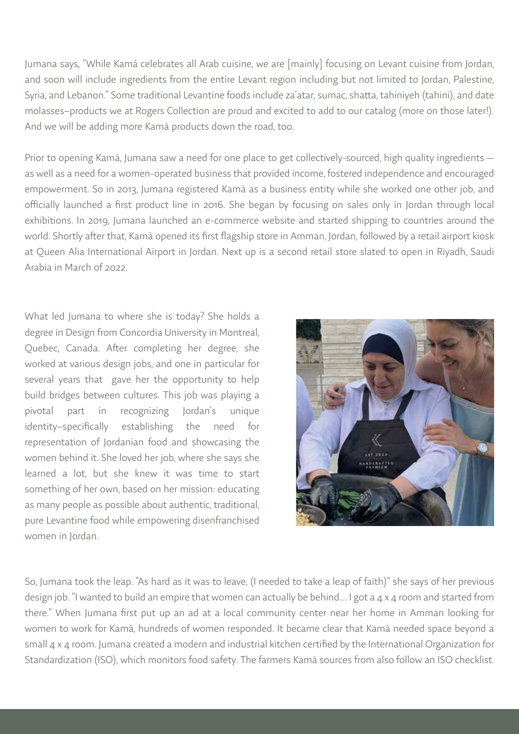Jumana says, "While Kamā celebrates all Arab cuisine, we are [mainly] focusing on Levant cuisine from Jordan, and soon will include ingredients from the entire Levant region including but not limited to Jordan, Palestine, Syria, and Lebanon." Some traditional Levantine foods include za'atar, sumac, shatta, tahiniyeh (tahini), and date molasses–products we at Rogers Collection are proud and excited to add to our catalog (more on those later!). And we will be adding more Kamā products down the road, too.

Prior to opening Kamā, Jumana saw a need for one place to get collectively-sourced, high quality ingredients — as well as a need for a women-operated business that provided income, fostered independence and encouraged empowerment. So in 2013, Jumana registered Kamā as a business entity while she worked one other job, and officially launched a first product line in 2016. She began by focusing on sales only in Jordan through local exhibitions. In 2019, Jumana launched an e-commerce website and started shipping to countries around the world. Shortly after that, Kamā opened its first flagship store in Amman, Jordan, followed by a retail airport kiosk at Queen Alia International Airport in Jordan. Next up is a second retail store slated to open in Riyadh, Saudi Arabia in March of 2022.

What led Jumana to where she is today? She holds a degree in Design from Concordia University in Montreal, Quebec, Canada. After completing her degree, she worked at various design jobs, and one in particular for several years that gave her the opportunity to help build bridges between cultures. This job was playing a pivotal part in recognizing Jordan's unique identity–specifically establishing the need for representation of Jordanian food and showcasing the women behind it. She loved her job, where she says she learned a lot, but she knew it was time to start something of her own, based on her mission: educating as many people as possible about authentic, traditional, pure Levantine food while empowering disenfranchised women in Jordan.

So, Jumana took the leap. "As hard as it was to leave, (I needed to take a leap of faith)" she says of her previous design job. "I wanted to build an empire that women can actually be behind.... I got a 4 x 4 room and started from there." When Jumana first put up an ad at a local community center near her home in Amman looking for women to work for Kamā, hundreds of women responded. It became clear that Kamā needed space beyond a small 4 x 4 room. Jumana created a modern and industrial kitchen certified by the International Organization for Standardization (ISO), which monitors food safety. The farmers Kamā sources from also follow an ISO checklist.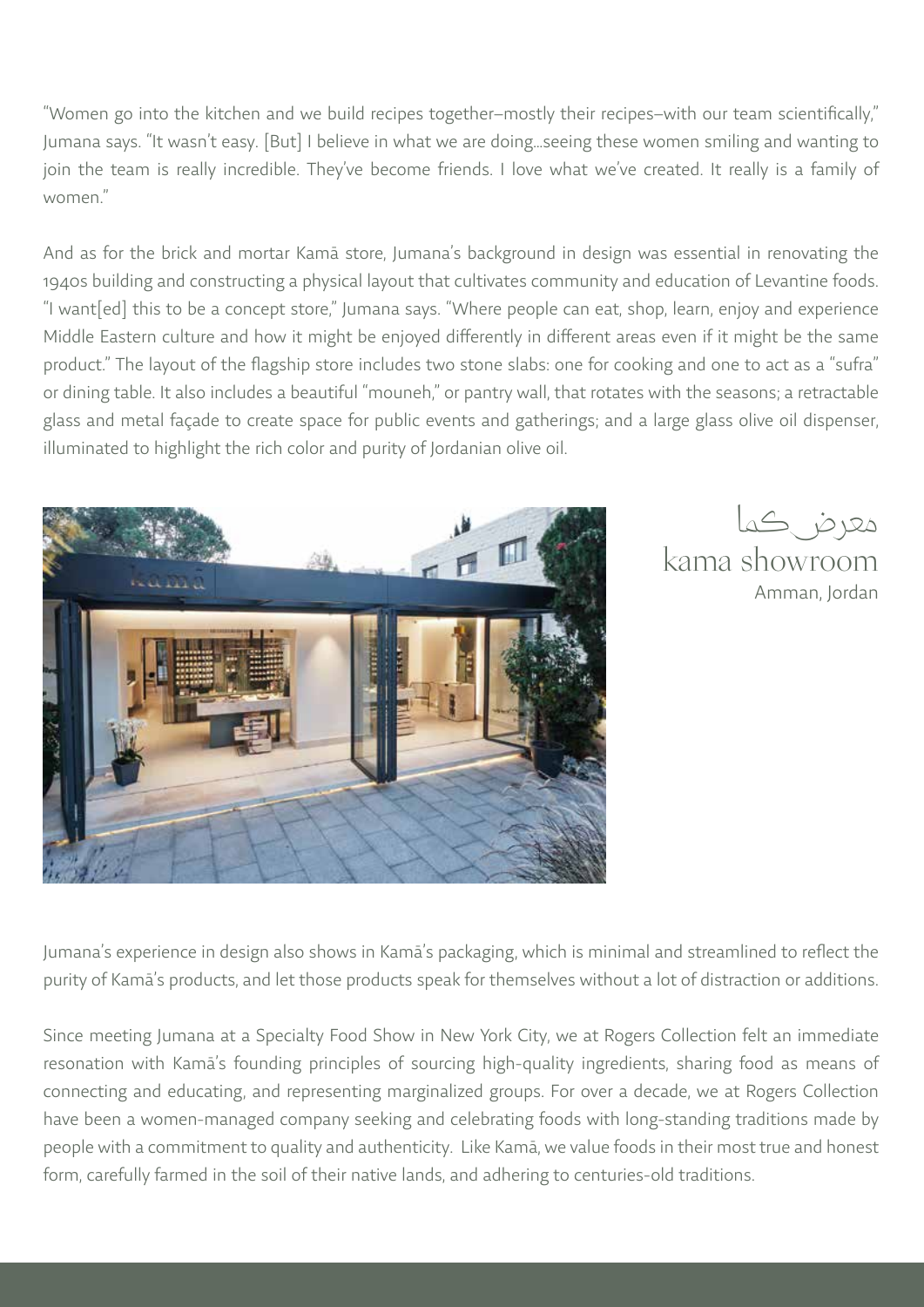"Women go into the kitchen and we build recipes together–mostly their recipes–with our team scientifically," Jumana says. "It wasn't easy. [But] I believe in what we are doing…seeing these women smiling and wanting to join the team is really incredible. They've become friends. I love what we've created. It really is a family of women."

And as for the brick and mortar Kamā store, Jumana's background in design was essential in renovating the 1940s building and constructing a physical layout that cultivates community and education of Levantine foods. "I want[ed] this to be a concept store," Jumana says. "Where people can eat, shop, learn, enjoy and experience Middle Eastern culture and how it might be enjoyed differently in different areas even if it might be the same product." The layout of the flagship store includes two stone slabs: one for cooking and one to act as a "sufra" or dining table. It also includes a beautiful "mouneh," or pantry wall, that rotates with the seasons; a retractable glass and metal façade to create space for public events and gatherings; and a large glass olive oil dispenser, illuminated to highlight the rich color and purity of Jordanian olive oil.

معرض كما
kama showroom
Amman, Jordan

Jumana's experience in design also shows in Kamā's packaging, which is minimal and streamlined to reflect the purity of Kamā's products, and let those products speak for themselves without a lot of distraction or additions.

Since meeting Jumana at a Specialty Food Show in New York City, we at Rogers Collection felt an immediate resonation with Kamā's founding principles of sourcing high-quality ingredients, sharing food as means of connecting and educating, and representing marginalized groups. For over a decade, we at Rogers Collection have been a women-managed company seeking and celebrating foods with long-standing traditions made by people with a commitment to quality and authenticity. Like Kamā, we value foods in their most true and honest form, carefully farmed in the soil of their native lands, and adhering to centuries-old traditions.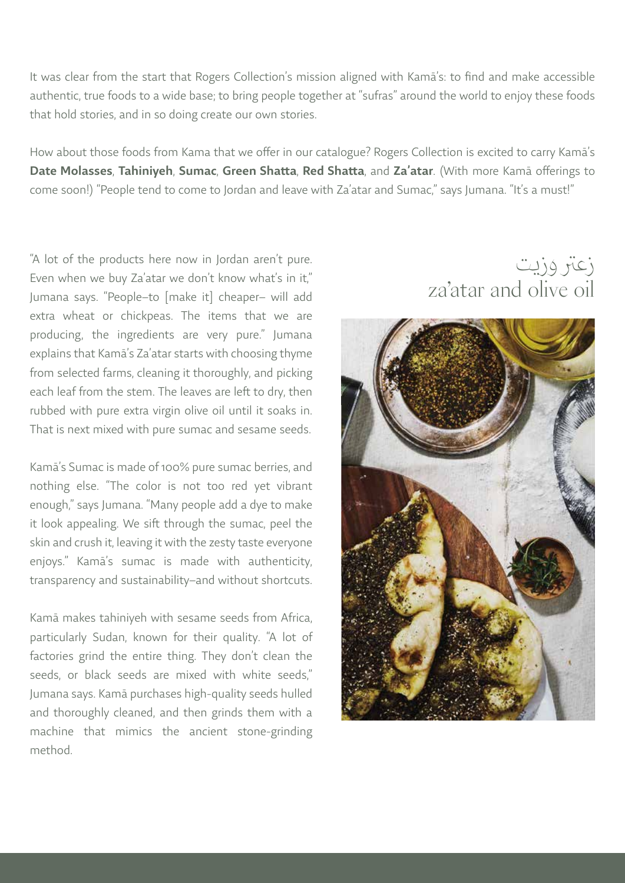It was clear from the start that Rogers Collection's mission aligned with Kamā's: to find and make accessible authentic, true foods to a wide base; to bring people together at "sufras" around the world to enjoy these foods that hold stories, and in so doing create our own stories.

How about those foods from Kama that we offer in our catalogue? Rogers Collection is excited to carry Kamā's **Date Molasses**, **Tahiniyeh**, **Sumac**, **Green Shatta**, **Red Shatta**, and **Za'atar**. (With more Kamā offerings to come soon!) "People tend to come to Jordan and leave with Za'atar and Sumac," says Jumana. "It's a must!"

"A lot of the products here now in Jordan aren't pure. Even when we buy Za'atar we don't know what's in it," Jumana says. "People–to [make it] cheaper– will add extra wheat or chickpeas. The items that we are producing, the ingredients are very pure." Jumana explains that Kamā's Za'atar starts with choosing thyme from selected farms, cleaning it thoroughly, and picking each leaf from the stem. The leaves are left to dry, then rubbed with pure extra virgin olive oil until it soaks in. That is next mixed with pure sumac and sesame seeds.

Kamā's Sumac is made of 100% pure sumac berries, and nothing else. "The color is not too red yet vibrant enough," says Jumana. "Many people add a dye to make it look appealing. We sift through the sumac, peel the skin and crush it, leaving it with the zesty taste everyone enjoys." Kamā's sumac is made with authenticity, transparency and sustainability–and without shortcuts.

Kamā makes tahiniyeh with sesame seeds from Africa, particularly Sudan, known for their quality. "A lot of factories grind the entire thing. They don't clean the seeds, or black seeds are mixed with white seeds," Jumana says. Kamā purchases high-quality seeds hulled and thoroughly cleaned, and then grinds them with a machine that mimics the ancient stone-grinding method.

زعتر وزيت

za'atar and olive oil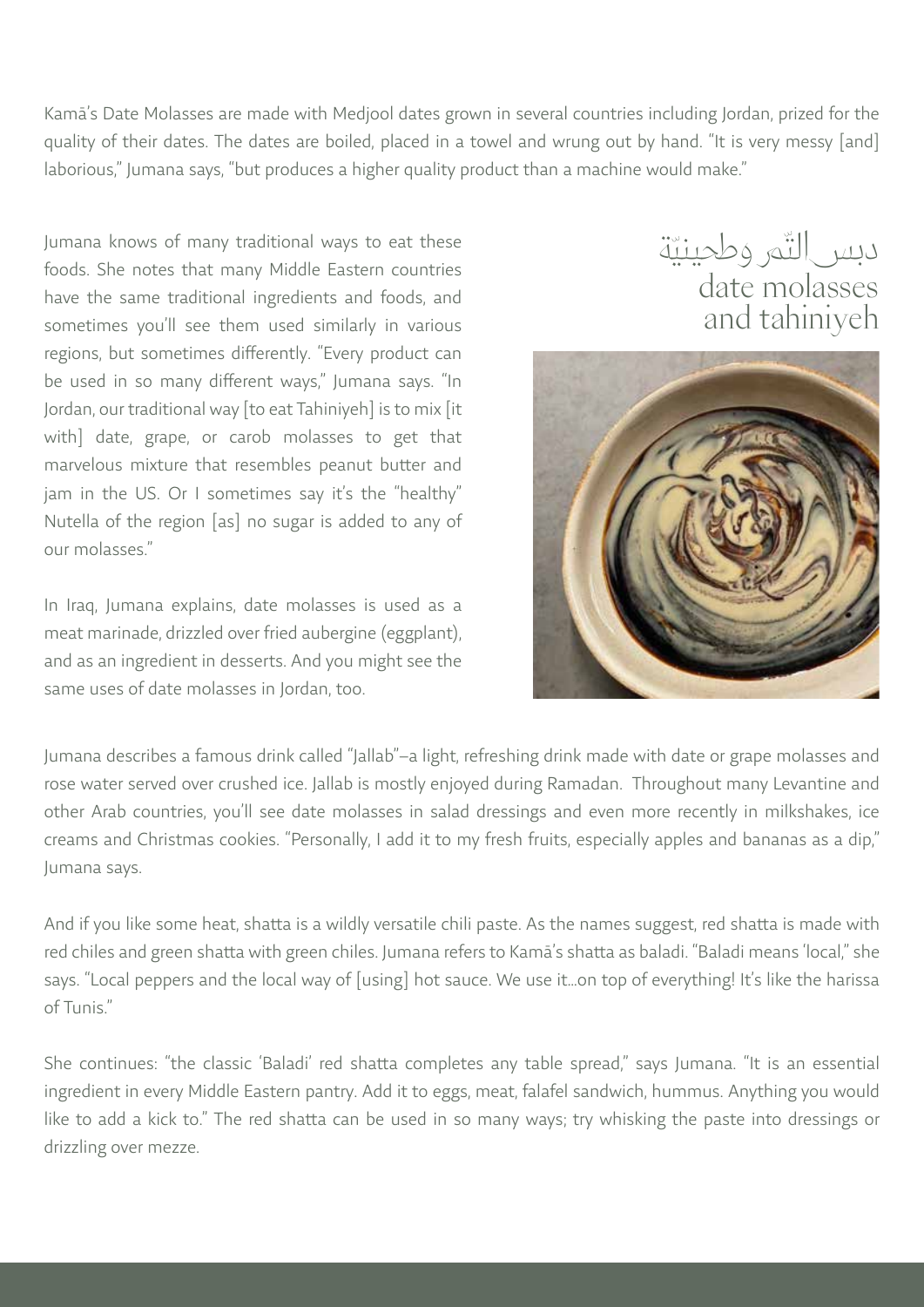Kamā's Date Molasses are made with Medjool dates grown in several countries including Jordan, prized for the quality of their dates. The dates are boiled, placed in a towel and wrung out by hand. "It is very messy [and] laborious," Jumana says, "but produces a higher quality product than a machine would make."

## دبس التّمر وطحينيّة
## date molasses and tahiniyeh

Jumana knows of many traditional ways to eat these foods. She notes that many Middle Eastern countries have the same traditional ingredients and foods, and sometimes you'll see them used similarly in various regions, but sometimes differently. "Every product can be used in so many different ways," Jumana says. "In Jordan, our traditional way [to eat Tahiniyeh] is to mix [it with] date, grape, or carob molasses to get that marvelous mixture that resembles peanut butter and jam in the US. Or I sometimes say it's the "healthy" Nutella of the region [as] no sugar is added to any of our molasses."

In Iraq, Jumana explains, date molasses is used as a meat marinade, drizzled over fried aubergine (eggplant), and as an ingredient in desserts. And you might see the same uses of date molasses in Jordan, too.

Jumana describes a famous drink called "Jallab"–a light, refreshing drink made with date or grape molasses and rose water served over crushed ice. Jallab is mostly enjoyed during Ramadan. Throughout many Levantine and other Arab countries, you'll see date molasses in salad dressings and even more recently in milkshakes, ice creams and Christmas cookies. "Personally, I add it to my fresh fruits, especially apples and bananas as a dip," Jumana says.

And if you like some heat, shatta is a wildly versatile chili paste. As the names suggest, red shatta is made with red chiles and green shatta with green chiles. Jumana refers to Kamā's shatta as baladi. "Baladi means 'local,'" she says. "Local peppers and the local way of [using] hot sauce. We use it...on top of everything! It's like the harissa of Tunis."

She continues: "the classic 'Baladi' red shatta completes any table spread," says Jumana. "It is an essential ingredient in every Middle Eastern pantry. Add it to eggs, meat, falafel sandwich, hummus. Anything you would like to add a kick to." The red shatta can be used in so many ways; try whisking the paste into dressings or drizzling over mezze.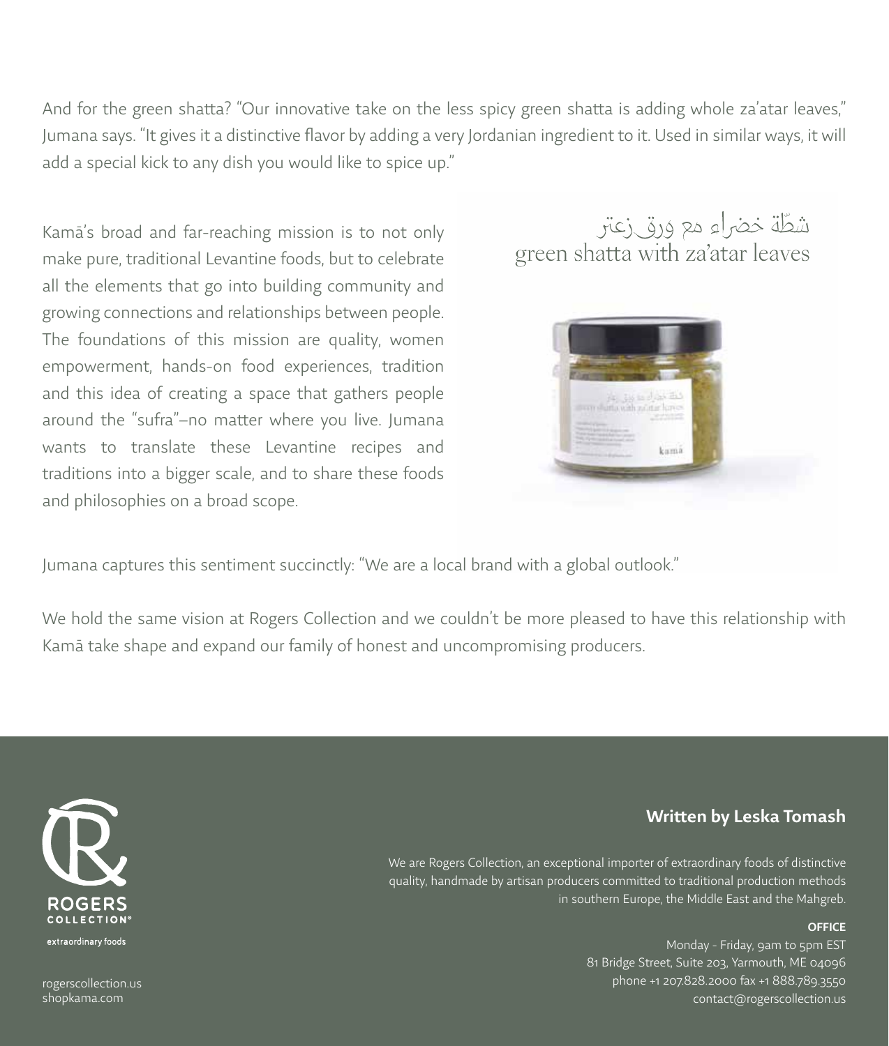And for the green shatta? "Our innovative take on the less spicy green shatta is adding whole za'atar leaves," Jumana says. "It gives it a distinctive flavor by adding a very Jordanian ingredient to it. Used in similar ways, it will add a special kick to any dish you would like to spice up."

Kamā's broad and far-reaching mission is to not only make pure, traditional Levantine foods, but to celebrate all the elements that go into building community and growing connections and relationships between people. The foundations of this mission are quality, women empowerment, hands-on food experiences, tradition and this idea of creating a space that gathers people around the "sufra"–no matter where you live. Jumana wants to translate these Levantine recipes and traditions into a bigger scale, and to share these foods and philosophies on a broad scope.

شطّة خضراء مع ورق زعتر
green shatta with za'atar leaves

Jumana captures this sentiment succinctly: "We are a local brand with a global outlook."

We hold the same vision at Rogers Collection and we couldn't be more pleased to have this relationship with Kamā take shape and expand our family of honest and uncompromising producers.

ROGERS COLLECTION®
extraordinary foods

rogerscollection.us
shopkama.com

**Written by Leska Tomash**

We are Rogers Collection, an exceptional importer of extraordinary foods of distinctive quality, handmade by artisan producers committed to traditional production methods in southern Europe, the Middle East and the Mahgreb.

**OFFICE**
Monday - Friday, 9am to 5pm EST
81 Bridge Street, Suite 203, Yarmouth, ME 04096
phone +1 207.828.2000 fax +1 888.789.3550
contact@rogerscollection.us